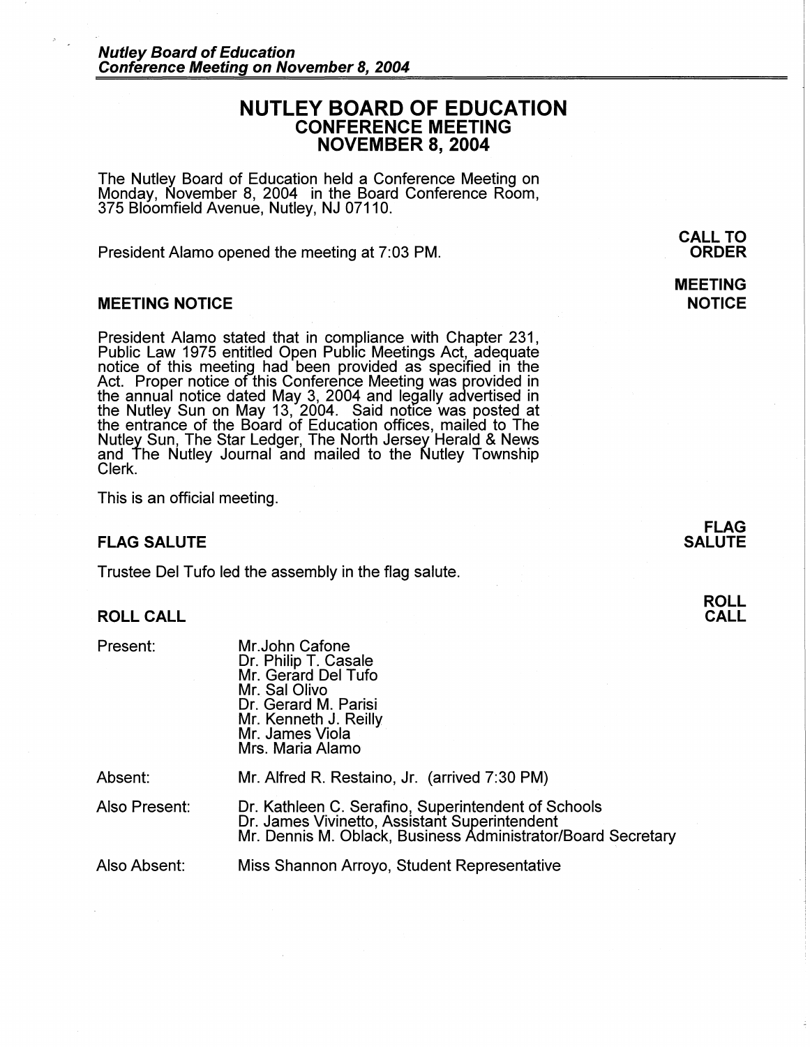# NUTLEY BOARD OF EDUCATION
## CONFERENCE MEETING
## NOVEMBER 8, 2004

The Nutley Board of Education held a Conference Meeting on Monday, November 8, 2004 in the Board Conference Room, 375 Bloomfield Avenue, Nutley, NJ 07110.

**CALL TO ORDER**

President Alamo opened the meeting at 7:03 PM.

### MEETING NOTICE

President Alamo stated that in compliance with Chapter 231, Public Law 1975 entitled Open Public Meetings Act, adequate notice of this meeting had been provided as specified in the Act. Proper notice of this Conference Meeting was provided in the annual notice dated May 3, 2004 and legally advertised in the Nutley Sun on May 13, 2004. Said notice was posted at the entrance of the Board of Education offices, mailed to The Nutley Sun, The Star Ledger, The North Jersey Herald & News and The Nutley Journal and mailed to the Nutley Township Clerk.

This is an official meeting.

### FLAG SALUTE

Trustee Del Tufo led the assembly in the flag salute.

### ROLL CALL

Present:
- Mr.John Cafone
- Dr. Philip T. Casale
- Mr. Gerard Del Tufo
- Mr. Sal Olivo
- Dr. Gerard M. Parisi
- Mr. Kenneth J. Reilly
- Mr. James Viola
- Mrs. Maria Alamo

Absent:
- Mr. Alfred R. Restaino, Jr. (arrived 7:30 PM)

Also Present:
- Dr. Kathleen C. Serafino, Superintendent of Schools
- Dr. James Vivinetto, Assistant Superintendent
- Mr. Dennis M. Oblack, Business Administrator/Board Secretary

Also Absent:
- Miss Shannon Arroyo, Student Representative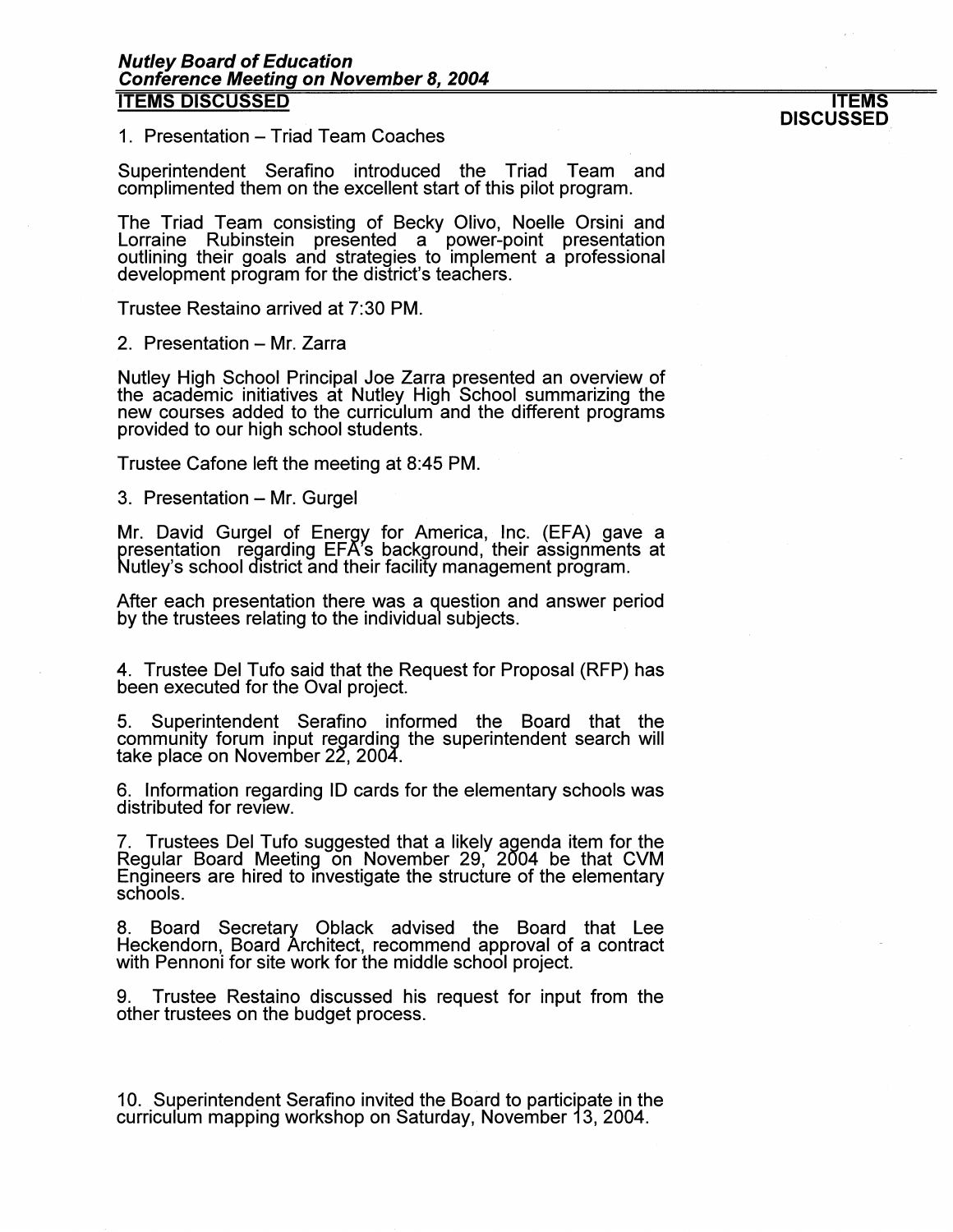***Nutley Board of Education***
***Conference Meeting on November 8, 2004***

**ITEMS DISCUSSED** **ITEMS DISCUSSED**

1. Presentation – Triad Team Coaches

Superintendent Serafino introduced the Triad Team and complimented them on the excellent start of this pilot program.

The Triad Team consisting of Becky Olivo, Noelle Orsini and Lorraine Rubinstein presented a power-point presentation outlining their goals and strategies to implement a professional development program for the district's teachers.

Trustee Restaino arrived at 7:30 PM.

2. Presentation – Mr. Zarra

Nutley High School Principal Joe Zarra presented an overview of the academic initiatives at Nutley High School summarizing the new courses added to the curriculum and the different programs provided to our high school students.

Trustee Cafone left the meeting at 8:45 PM.

3. Presentation – Mr. Gurgel

Mr. David Gurgel of Energy for America, Inc. (EFA) gave a presentation regarding EFA's background, their assignments at Nutley's school district and their facility management program.

After each presentation there was a question and answer period by the trustees relating to the individual subjects.

4. Trustee Del Tufo said that the Request for Proposal (RFP) has been executed for the Oval project.

5. Superintendent Serafino informed the Board that the community forum input regarding the superintendent search will take place on November 22, 2004.

6. Information regarding ID cards for the elementary schools was distributed for review.

7. Trustees Del Tufo suggested that a likely agenda item for the Regular Board Meeting on November 29, 2004 be that CVM Engineers are hired to investigate the structure of the elementary schools.

8. Board Secretary Oblack advised the Board that Lee Heckendorn, Board Architect, recommend approval of a contract with Pennoni for site work for the middle school project.

9. Trustee Restaino discussed his request for input from the other trustees on the budget process.

10. Superintendent Serafino invited the Board to participate in the curriculum mapping workshop on Saturday, November 13, 2004.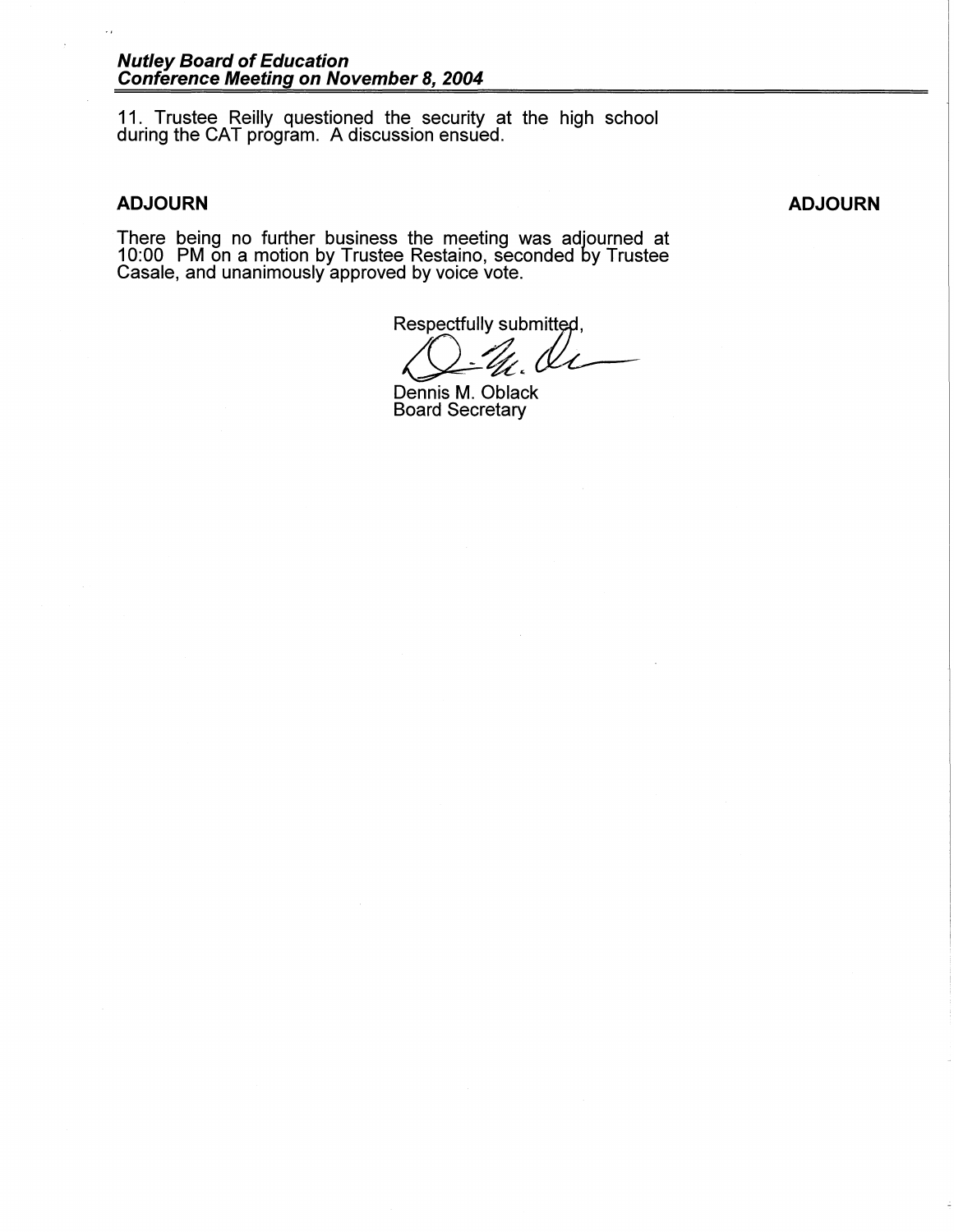11. Trustee Reilly questioned the security at the high school during the CAT program. A discussion ensued.

## ADJOURN

There being no further business the meeting was adjourned at 10:00 PM on a motion by Trustee Restaino, seconded by Trustee Casale, and unanimously approved by voice vote.

Respectfully submitted,

Dennis M. Oblack
Board Secretary